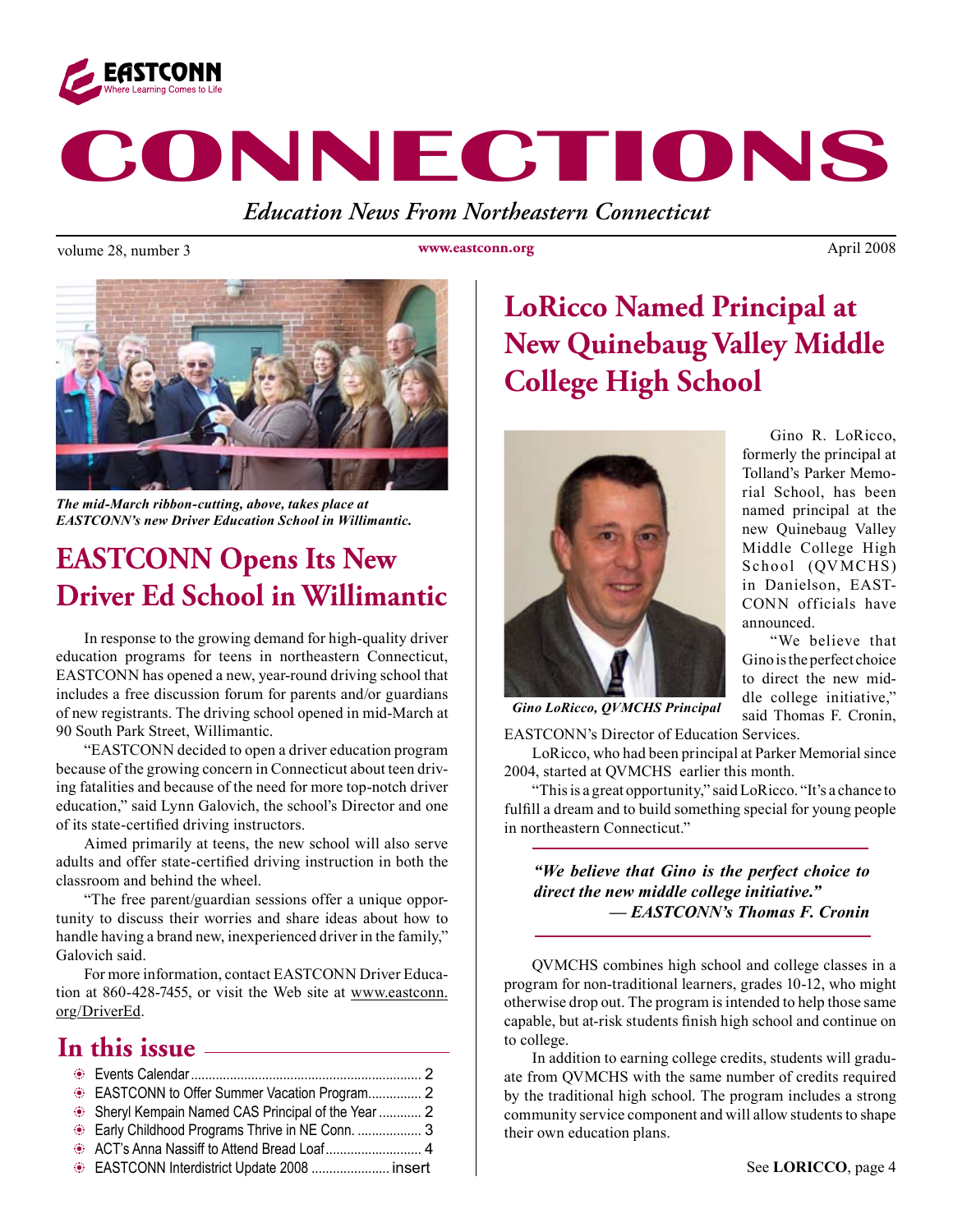EASTCONN
Where Learning Comes to Life

# CONNECTIONS

*Education News From Northeastern Connecticut*

volume 28, number 3 | www.eastconn.org | April 2008

***The mid-March ribbon-cutting, above, takes place at EASTCONN's new Driver Education School in Willimantic.***

## EASTCONN Opens Its New Driver Ed School in Willimantic

In response to the growing demand for high-quality driver education programs for teens in northeastern Connecticut, EASTCONN has opened a new, year-round driving school that includes a free discussion forum for parents and/or guardians of new registrants. The driving school opened in mid-March at 90 South Park Street, Willimantic.

"EASTCONN decided to open a driver education program because of the growing concern in Connecticut about teen driving fatalities and because of the need for more top-notch driver education," said Lynn Galovich, the school's Director and one of its state-certified driving instructors.

Aimed primarily at teens, the new school will also serve adults and offer state-certified driving instruction in both the classroom and behind the wheel.

"The free parent/guardian sessions offer a unique opportunity to discuss their worries and share ideas about how to handle having a brand new, inexperienced driver in the family," Galovich said.

For more information, contact EASTCONN Driver Education at 860-428-7455, or visit the Web site at www.eastconn.org/DriverEd.

## In this issue

- Events Calendar ........ 2
- EASTCONN to Offer Summer Vacation Program ........ 2
- Sheryl Kempain Named CAS Principal of the Year ........ 2
- Early Childhood Programs Thrive in NE Conn. ........ 3
- ACT's Anna Nassiff to Attend Bread Loaf ........ 4
- EASTCONN Interdistrict Update 2008 ........ insert

## LoRicco Named Principal at New Quinebaug Valley Middle College High School

***Gino LoRicco, QVMCHS Principal***

Gino R. LoRicco, formerly the principal at Tolland's Parker Memorial School, has been named principal at the new Quinebaug Valley Middle College High School (QVMCHS) in Danielson, EASTCONN officials have announced.

"We believe that Gino is the perfect choice to direct the new middle college initiative," said Thomas F. Cronin, EASTCONN's Director of Education Services.

LoRicco, who had been principal at Parker Memorial since 2004, started at QVMCHS earlier this month.

"This is a great opportunity," said LoRicco. "It's a chance to fulfill a dream and to build something special for young people in northeastern Connecticut."

> ***"We believe that Gino is the perfect choice to direct the new middle college initiative."***
> ***— EASTCONN's Thomas F. Cronin***

QVMCHS combines high school and college classes in a program for non-traditional learners, grades 10-12, who might otherwise drop out. The program is intended to help those same capable, but at-risk students finish high school and continue on to college.

In addition to earning college credits, students will graduate from QVMCHS with the same number of credits required by the traditional high school. The program includes a strong community service component and will allow students to shape their own education plans.

See **LORICCO**, page 4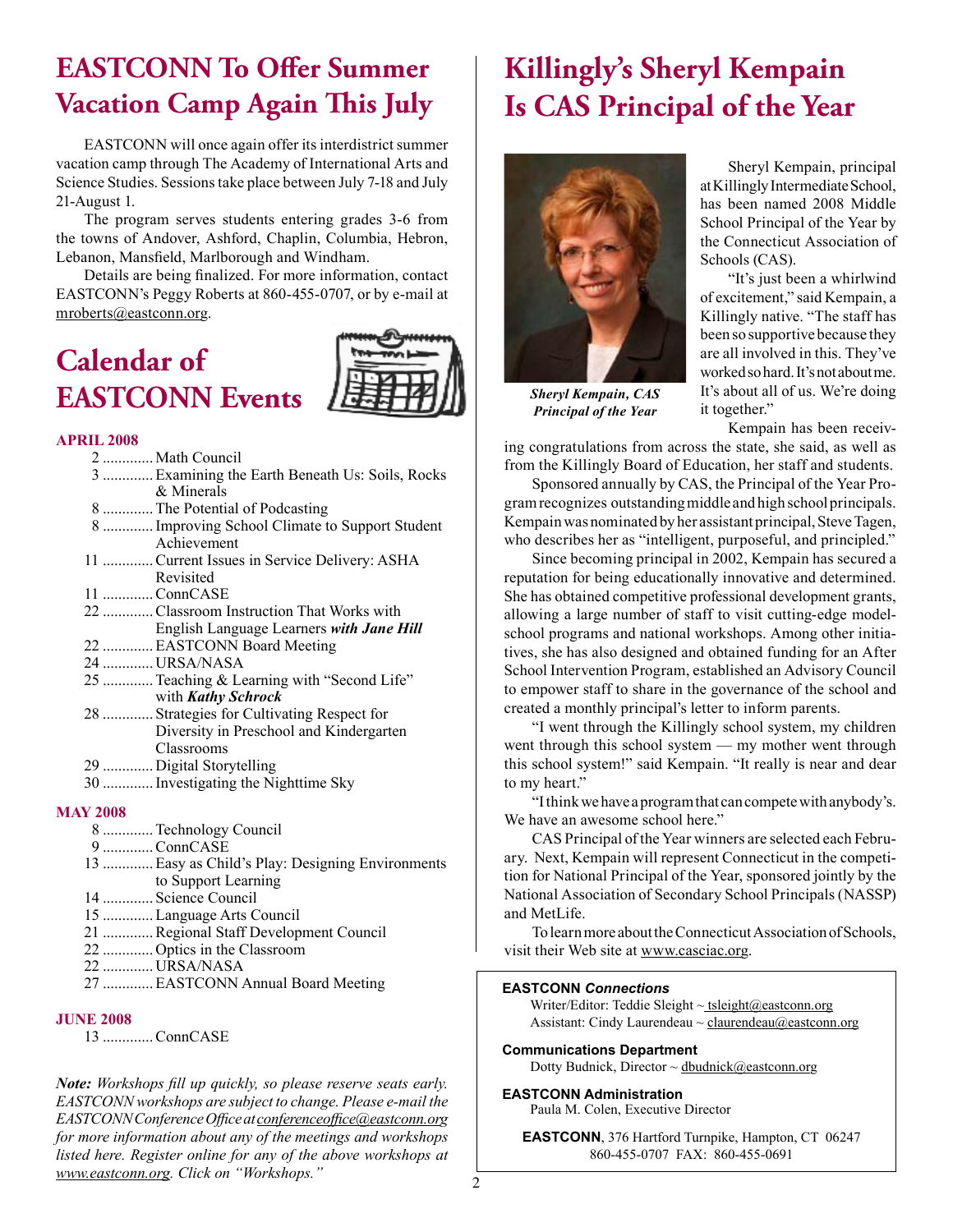# EASTCONN To Offer Summer Vacation Camp Again This July

EASTCONN will once again offer its interdistrict summer vacation camp through The Academy of International Arts and Science Studies. Sessions take place between July 7-18 and July 21-August 1.

The program serves students entering grades 3-6 from the towns of Andover, Ashford, Chaplin, Columbia, Hebron, Lebanon, Mansfield, Marlborough and Windham.

Details are being finalized. For more information, contact EASTCONN's Peggy Roberts at 860-455-0707, or by e-mail at mroberts@eastconn.org.

# Calendar of EASTCONN Events

**APRIL 2008**

- 2 ............. Math Council
- 3 ............. Examining the Earth Beneath Us: Soils, Rocks & Minerals
- 8 ............. The Potential of Podcasting
- 8 ............. Improving School Climate to Support Student Achievement
- 11 ............. Current Issues in Service Delivery: ASHA Revisited
- 11 ............. ConnCASE
- 22 ............. Classroom Instruction That Works with English Language Learners ***with Jane Hill***
- 22 ............. EASTCONN Board Meeting
- 24 ............. URSA/NASA
- 25 ............. Teaching & Learning with "Second Life" with ***Kathy Schrock***
- 28 ............. Strategies for Cultivating Respect for Diversity in Preschool and Kindergarten Classrooms
- 29 ............. Digital Storytelling
- 30 ............. Investigating the Nighttime Sky

**MAY 2008**

- 8 ............. Technology Council
- 9 ............. ConnCASE
- 13 ............. Easy as Child's Play: Designing Environments to Support Learning
- 14 ............. Science Council
- 15 ............. Language Arts Council
- 21 ............. Regional Staff Development Council
- 22 ............. Optics in the Classroom
- 22 ............. URSA/NASA
- 27 ............. EASTCONN Annual Board Meeting

**JUNE 2008**

- 13 ............. ConnCASE

***Note:*** *Workshops fill up quickly, so please reserve seats early. EASTCONN workshops are subject to change. Please e-mail the EASTCONN Conference Office at conferenceoffice@eastconn.org for more information about any of the meetings and workshops listed here. Register online for any of the above workshops at www.eastconn.org. Click on "Workshops."*

# Killingly's Sheryl Kempain Is CAS Principal of the Year

***Sheryl Kempain, CAS Principal of the Year***

Sheryl Kempain, principal at Killingly Intermediate School, has been named 2008 Middle School Principal of the Year by the Connecticut Association of Schools (CAS).

"It's just been a whirlwind of excitement," said Kempain, a Killingly native. "The staff has been so supportive because they are all involved in this. They've worked so hard. It's not about me. It's about all of us. We're doing it together."

Kempain has been receiving congratulations from across the state, she said, as well as from the Killingly Board of Education, her staff and students.

Sponsored annually by CAS, the Principal of the Year Program recognizes outstanding middle and high school principals. Kempain was nominated by her assistant principal, Steve Tagen, who describes her as "intelligent, purposeful, and principled."

Since becoming principal in 2002, Kempain has secured a reputation for being educationally innovative and determined. She has obtained competitive professional development grants, allowing a large number of staff to visit cutting-edge model-school programs and national workshops. Among other initiatives, she has also designed and obtained funding for an After School Intervention Program, established an Advisory Council to empower staff to share in the governance of the school and created a monthly principal's letter to inform parents.

"I went through the Killingly school system, my children went through this school system — my mother went through this school system!" said Kempain. "It really is near and dear to my heart."

"I think we have a program that can compete with anybody's. We have an awesome school here."

CAS Principal of the Year winners are selected each February. Next, Kempain will represent Connecticut in the competition for National Principal of the Year, sponsored jointly by the National Association of Secondary School Principals (NASSP) and MetLife.

To learn more about the Connecticut Association of Schools, visit their Web site at www.casciac.org.

**EASTCONN *Connections***
Writer/Editor: Teddie Sleight ~ tsleight@eastconn.org
Assistant: Cindy Laurendeau ~ claurendeau@eastconn.org

**Communications Department**
Dotty Budnick, Director ~ dbudnick@eastconn.org

**EASTCONN Administration**
Paula M. Colen, Executive Director

**EASTCONN**, 376 Hartford Turnpike, Hampton, CT 06247
860-455-0707 FAX: 860-455-0691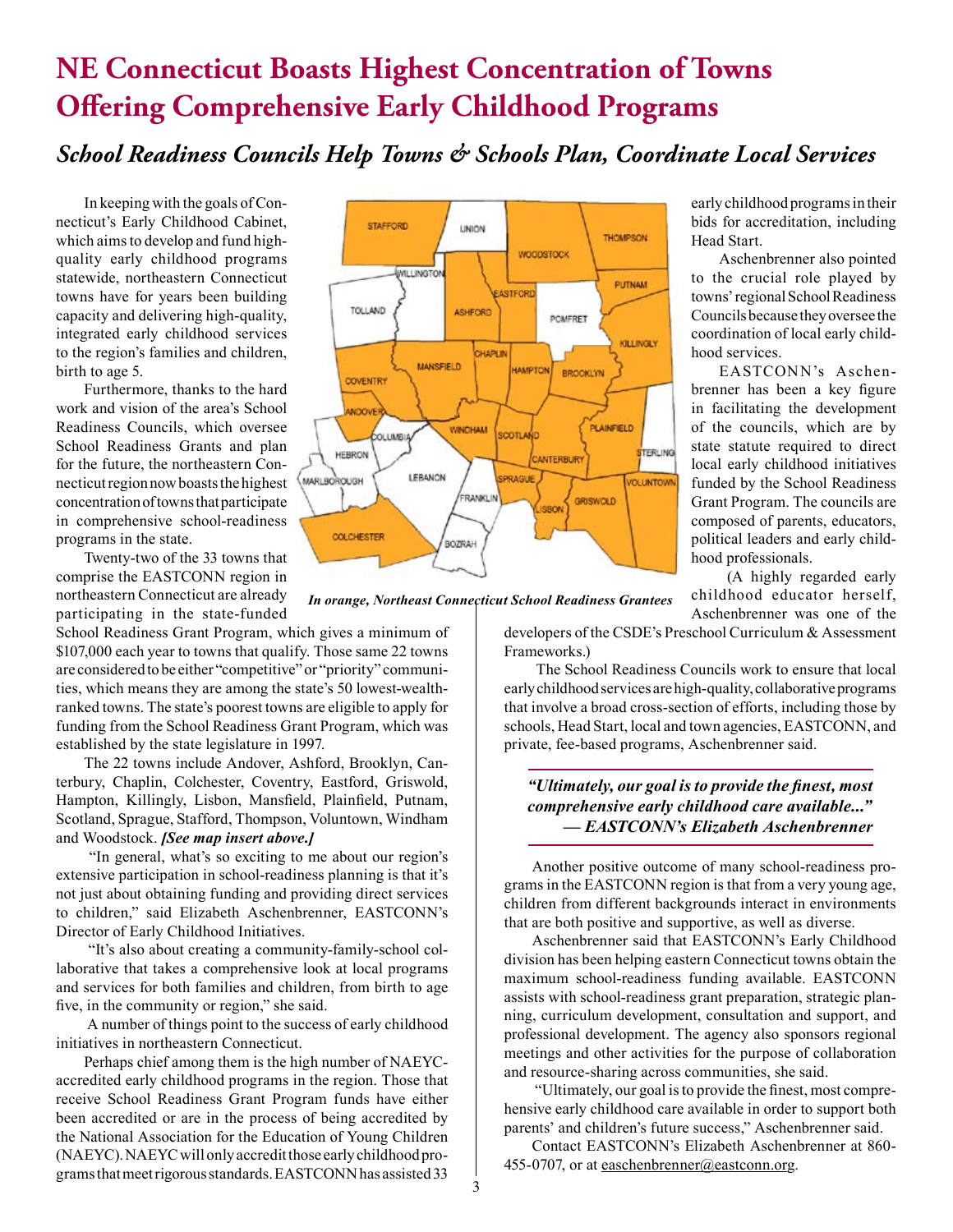# NE Connecticut Boasts Highest Concentration of Towns Offering Comprehensive Early Childhood Programs

## *School Readiness Councils Help Towns & Schools Plan, Coordinate Local Services*

In keeping with the goals of Connecticut's Early Childhood Cabinet, which aims to develop and fund high-quality early childhood programs statewide, northeastern Connecticut towns have for years been building capacity and delivering high-quality, integrated early childhood services to the region's families and children, birth to age 5.

Furthermore, thanks to the hard work and vision of the area's School Readiness Councils, which oversee School Readiness Grants and plan for the future, the northeastern Connecticut region now boasts the highest concentration of towns that participate in comprehensive school-readiness programs in the state.

Twenty-two of the 33 towns that comprise the EASTCONN region in northeastern Connecticut are already participating in the state-funded School Readiness Grant Program, which gives a minimum of $107,000 each year to towns that qualify. Those same 22 towns are considered to be either "competitive" or "priority" communities, which means they are among the state's 50 lowest-wealth-ranked towns. The state's poorest towns are eligible to apply for funding from the School Readiness Grant Program, which was established by the state legislature in 1997.

*In orange, Northeast Connecticut School Readiness Grantees*

The 22 towns include Andover, Ashford, Brooklyn, Canterbury, Chaplin, Colchester, Coventry, Eastford, Griswold, Hampton, Killingly, Lisbon, Mansfield, Plainfield, Putnam, Scotland, Sprague, Stafford, Thompson, Voluntown, Windham and Woodstock. ***[See map insert above.]***

"In general, what's so exciting to me about our region's extensive participation in school-readiness planning is that it's not just about obtaining funding and providing direct services to children," said Elizabeth Aschenbrenner, EASTCONN's Director of Early Childhood Initiatives.

"It's also about creating a community-family-school collaborative that takes a comprehensive look at local programs and services for both families and children, from birth to age five, in the community or region," she said.

A number of things point to the success of early childhood initiatives in northeastern Connecticut.

Perhaps chief among them is the high number of NAEYC-accredited early childhood programs in the region. Those that receive School Readiness Grant Program funds have either been accredited or are in the process of being accredited by the National Association for the Education of Young Children (NAEYC). NAEYC will only accredit those early childhood programs that meet rigorous standards. EASTCONN has assisted 33 early childhood programs in their bids for accreditation, including Head Start.

Aschenbrenner also pointed to the crucial role played by towns' regional School Readiness Councils because they oversee the coordination of local early childhood services.

EASTCONN's Aschenbrenner has been a key figure in facilitating the development of the councils, which are by state statute required to direct local early childhood initiatives funded by the School Readiness Grant Program. The councils are composed of parents, educators, political leaders and early childhood professionals.

(A highly regarded early childhood educator herself, Aschenbrenner was one of the developers of the CSDE's Preschool Curriculum & Assessment Frameworks.)

The School Readiness Councils work to ensure that local early childhood services are high-quality, collaborative programs that involve a broad cross-section of efforts, including those by schools, Head Start, local and town agencies, EASTCONN, and private, fee-based programs, Aschenbrenner said.

> ***"Ultimately, our goal is to provide the finest, most comprehensive early childhood care available..."***
> ***— EASTCONN's Elizabeth Aschenbrenner***

Another positive outcome of many school-readiness programs in the EASTCONN region is that from a very young age, children from different backgrounds interact in environments that are both positive and supportive, as well as diverse.

Aschenbrenner said that EASTCONN's Early Childhood division has been helping eastern Connecticut towns obtain the maximum school-readiness funding available. EASTCONN assists with school-readiness grant preparation, strategic planning, curriculum development, consultation and support, and professional development. The agency also sponsors regional meetings and other activities for the purpose of collaboration and resource-sharing across communities, she said.

"Ultimately, our goal is to provide the finest, most comprehensive early childhood care available in order to support both parents' and children's future success," Aschenbrenner said.

Contact EASTCONN's Elizabeth Aschenbrenner at 860-455-0707, or at easchenbrenner@eastconn.org.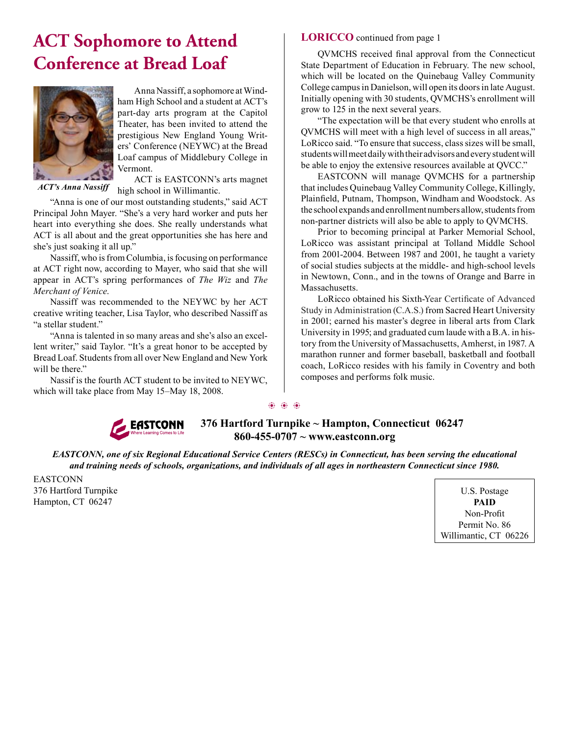# ACT Sophomore to Attend Conference at Bread Loaf

*ACT's Anna Nassiff*

Anna Nassiff, a sophomore at Windham High School and a student at ACT's part-day arts program at the Capitol Theater, has been invited to attend the prestigious New England Young Writers' Conference (NEYWC) at the Bread Loaf campus of Middlebury College in Vermont.

ACT is EASTCONN's arts magnet high school in Willimantic.

"Anna is one of our most outstanding students," said ACT Principal John Mayer. "She's a very hard worker and puts her heart into everything she does. She really understands what ACT is all about and the great opportunities she has here and she's just soaking it all up."

Nassiff, who is from Columbia, is focusing on performance at ACT right now, according to Mayer, who said that she will appear in ACT's spring performances of *The Wiz* and *The Merchant of Venice*.

Nassiff was recommended to the NEYWC by her ACT creative writing teacher, Lisa Taylor, who described Nassiff as "a stellar student."

"Anna is talented in so many areas and she's also an excellent writer," said Taylor. "It's a great honor to be accepted by Bread Loaf. Students from all over New England and New York will be there."

Nassif is the fourth ACT student to be invited to NEYWC, which will take place from May 15–May 18, 2008.

**LORICCO** continued from page 1

QVMCHS received final approval from the Connecticut State Department of Education in February. The new school, which will be located on the Quinebaug Valley Community College campus in Danielson, will open its doors in late August. Initially opening with 30 students, QVMCHS's enrollment will grow to 125 in the next several years.

"The expectation will be that every student who enrolls at QVMCHS will meet with a high level of success in all areas," LoRicco said. "To ensure that success, class sizes will be small, students will meet daily with their advisors and every student will be able to enjoy the extensive resources available at QVCC."

EASTCONN will manage QVMCHS for a partnership that includes Quinebaug Valley Community College, Killingly, Plainfield, Putnam, Thompson, Windham and Woodstock. As the school expands and enrollment numbers allow, students from non-partner districts will also be able to apply to QVMCHS.

Prior to becoming principal at Parker Memorial School, LoRicco was assistant principal at Tolland Middle School from 2001-2004. Between 1987 and 2001, he taught a variety of social studies subjects at the middle- and high-school levels in Newtown, Conn., and in the towns of Orange and Barre in Massachusetts.

LoRicco obtained his Sixth-Year Certificate of Advanced Study in Administration (C.A.S.) from Sacred Heart University in 2001; earned his master's degree in liberal arts from Clark University in 1995; and graduated cum laude with a B.A. in history from the University of Massachusetts, Amherst, in 1987. A marathon runner and former baseball, basketball and football coach, LoRicco resides with his family in Coventry and both composes and performs folk music.

EASTCONN
Where Learning Comes to Life

**376 Hartford Turnpike ~ Hampton, Connecticut 06247**
**860-455-0707 ~ www.eastconn.org**

***EASTCONN, one of six Regional Educational Service Centers (RESCs) in Connecticut, has been serving the educational and training needs of schools, organizations, and individuals of all ages in northeastern Connecticut since 1980.***

EASTCONN
376 Hartford Turnpike
Hampton, CT 06247

U.S. Postage
**PAID**
Non-Profit
Permit No. 86
Willimantic, CT 06226